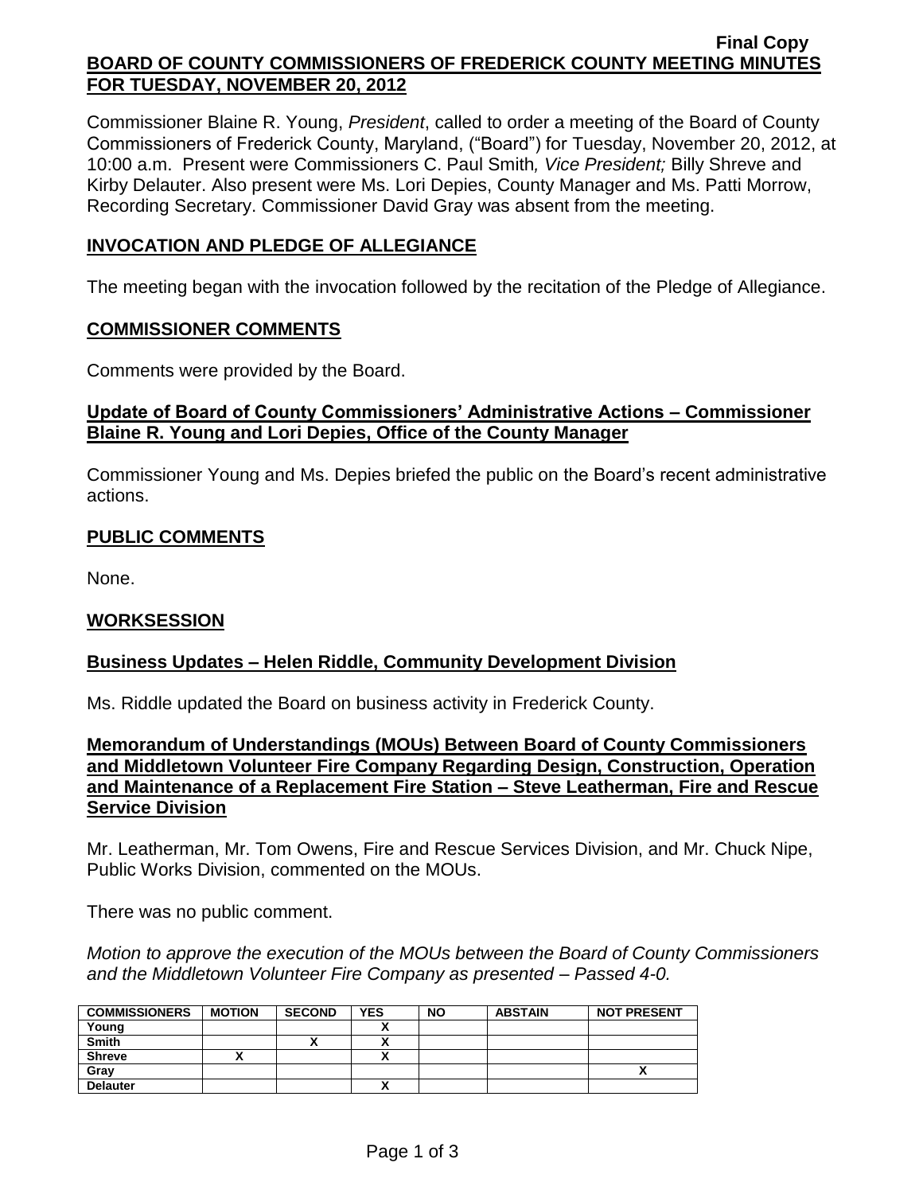Final Copy

# BOARD OF COUNTY COMMISSIONERS OF FREDERICK COUNTY MEETING MINUTES FOR TUESDAY, NOVEMBER 20, 2012

Commissioner Blaine R. Young, *President*, called to order a meeting of the Board of County Commissioners of Frederick County, Maryland, ("Board") for Tuesday, November 20, 2012, at 10:00 a.m. Present were Commissioners C. Paul Smith*, Vice President;* Billy Shreve and Kirby Delauter. Also present were Ms. Lori Depies, County Manager and Ms. Patti Morrow, Recording Secretary. Commissioner David Gray was absent from the meeting.

## INVOCATION AND PLEDGE OF ALLEGIANCE

The meeting began with the invocation followed by the recitation of the Pledge of Allegiance.

## COMMISSIONER COMMENTS

Comments were provided by the Board.

## Update of Board of County Commissioners' Administrative Actions – Commissioner Blaine R. Young and Lori Depies, Office of the County Manager

Commissioner Young and Ms. Depies briefed the public on the Board's recent administrative actions.

## PUBLIC COMMENTS

None.

## WORKSESSION

## Business Updates – Helen Riddle, Community Development Division

Ms. Riddle updated the Board on business activity in Frederick County.

## Memorandum of Understandings (MOUs) Between Board of County Commissioners and Middletown Volunteer Fire Company Regarding Design, Construction, Operation and Maintenance of a Replacement Fire Station – Steve Leatherman, Fire and Rescue Service Division

Mr. Leatherman, Mr. Tom Owens, Fire and Rescue Services Division, and Mr. Chuck Nipe, Public Works Division, commented on the MOUs.

There was no public comment.

*Motion to approve the execution of the MOUs between the Board of County Commissioners and the Middletown Volunteer Fire Company as presented – Passed 4-0.*

| COMMISSIONERS | MOTION | SECOND | YES | NO | ABSTAIN | NOT PRESENT |
|---|---|---|---|---|---|---|
| Young | | | X | | | |
| Smith | | X | X | | | |
| Shreve | X | | X | | | |
| Gray | | | | | | X |
| Delauter | | | X | | | |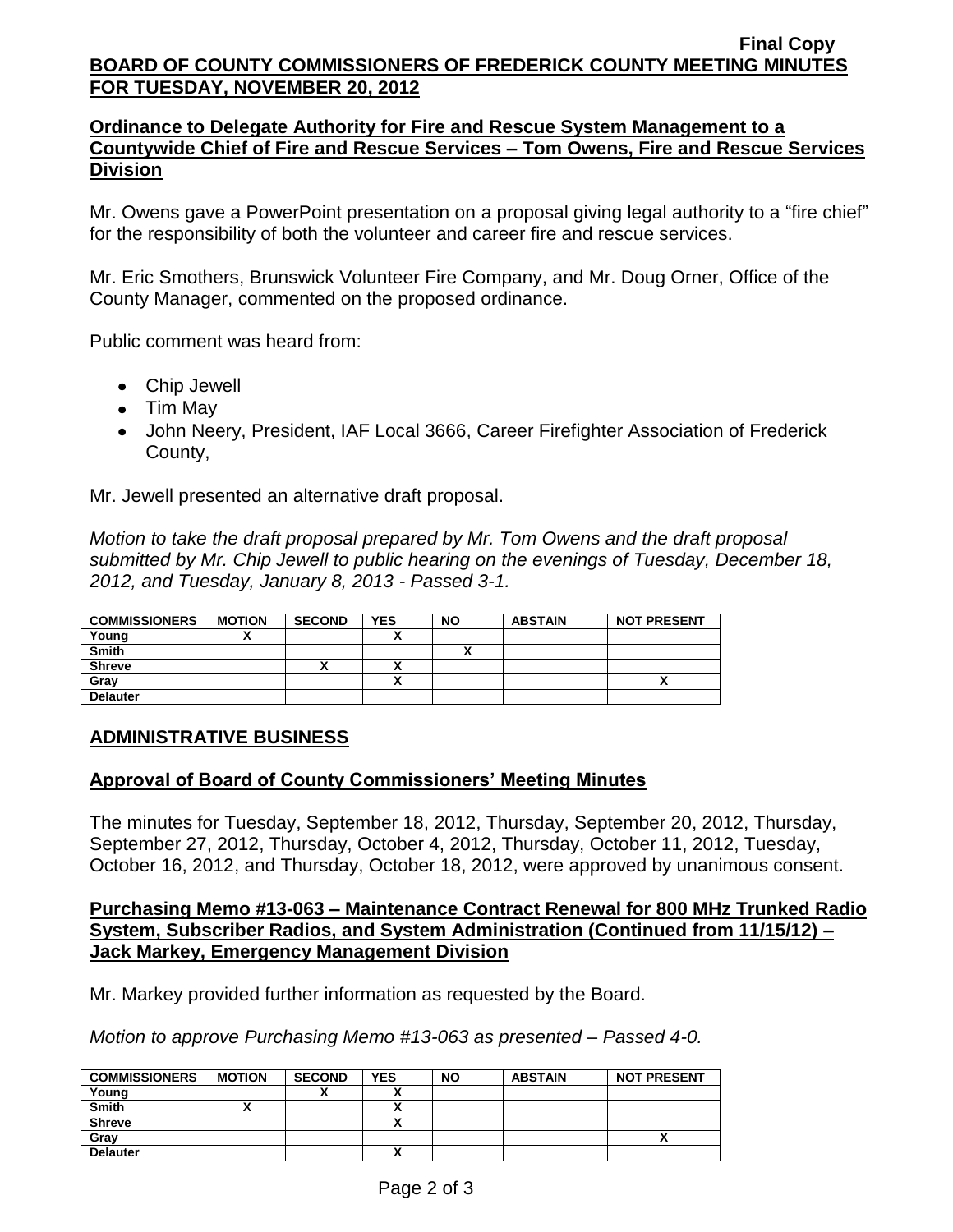Final Copy

**BOARD OF COUNTY COMMISSIONERS OF FREDERICK COUNTY MEETING MINUTES FOR TUESDAY, NOVEMBER 20, 2012**

**Ordinance to Delegate Authority for Fire and Rescue System Management to a Countywide Chief of Fire and Rescue Services – Tom Owens, Fire and Rescue Services Division**

Mr. Owens gave a PowerPoint presentation on a proposal giving legal authority to a "fire chief" for the responsibility of both the volunteer and career fire and rescue services.

Mr. Eric Smothers, Brunswick Volunteer Fire Company, and Mr. Doug Orner, Office of the County Manager, commented on the proposed ordinance.

Public comment was heard from:

- Chip Jewell
- Tim May
- John Neery, President, IAF Local 3666, Career Firefighter Association of Frederick County,

Mr. Jewell presented an alternative draft proposal.

*Motion to take the draft proposal prepared by Mr. Tom Owens and the draft proposal submitted by Mr. Chip Jewell to public hearing on the evenings of Tuesday, December 18, 2012, and Tuesday, January 8, 2013 - Passed 3-1.*

| COMMISSIONERS | MOTION | SECOND | YES | NO | ABSTAIN | NOT PRESENT |
|---|---|---|---|---|---|---|
| Young | X | | X | | | |
| Smith | | | | X | | |
| Shreve | | X | X | | | |
| Gray | | | X | | | X |
| Delauter | | | | | | |

## ADMINISTRATIVE BUSINESS

**Approval of Board of County Commissioners' Meeting Minutes**

The minutes for Tuesday, September 18, 2012, Thursday, September 20, 2012, Thursday, September 27, 2012, Thursday, October 4, 2012, Thursday, October 11, 2012, Tuesday, October 16, 2012, and Thursday, October 18, 2012, were approved by unanimous consent.

**Purchasing Memo #13-063 – Maintenance Contract Renewal for 800 MHz Trunked Radio System, Subscriber Radios, and System Administration (Continued from 11/15/12) – Jack Markey, Emergency Management Division**

Mr. Markey provided further information as requested by the Board.

*Motion to approve Purchasing Memo #13-063 as presented – Passed 4-0.*

| COMMISSIONERS | MOTION | SECOND | YES | NO | ABSTAIN | NOT PRESENT |
|---|---|---|---|---|---|---|
| Young | | X | X | | | |
| Smith | X | | X | | | |
| Shreve | | | X | | | |
| Gray | | | | | | X |
| Delauter | | | X | | | |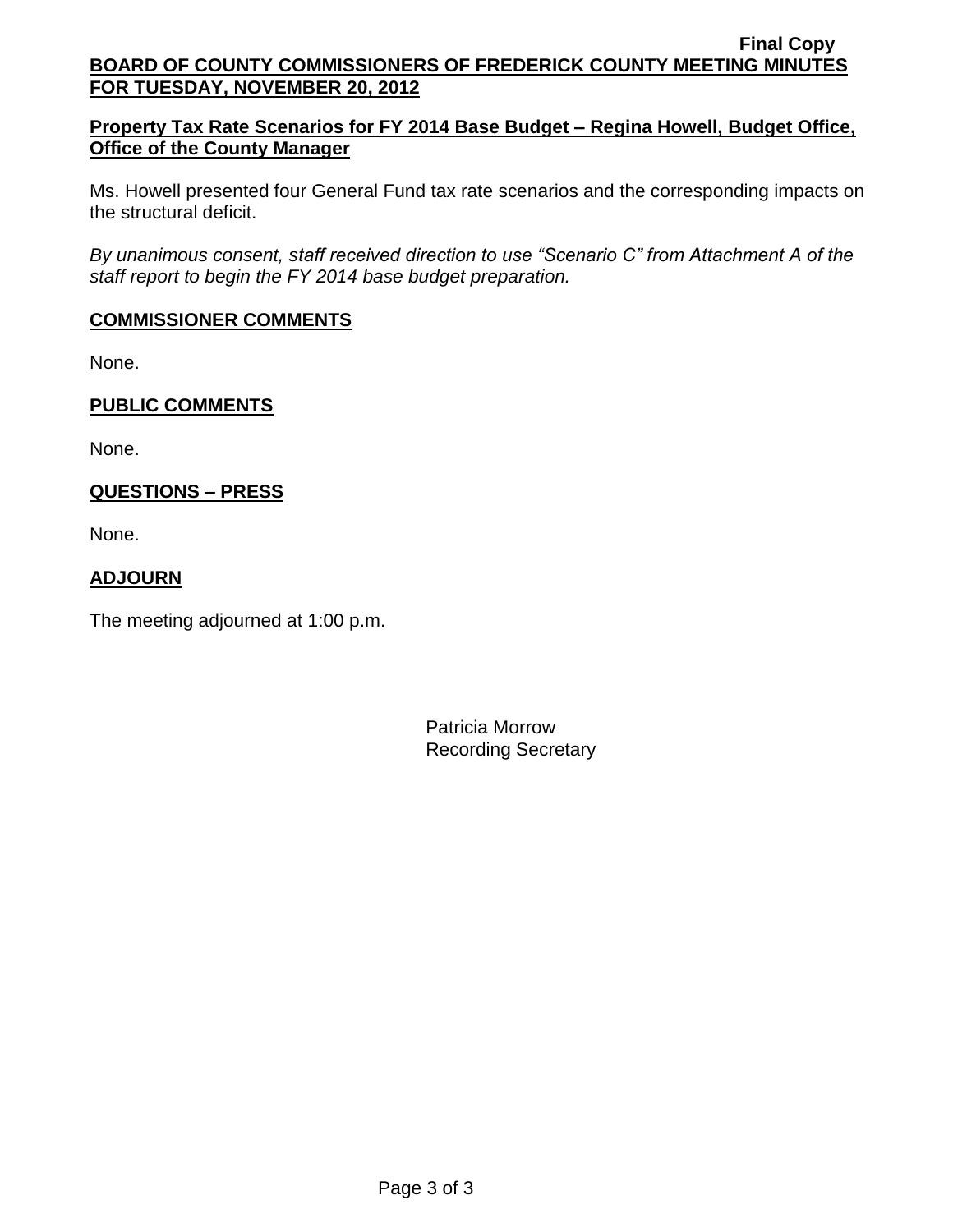**Property Tax Rate Scenarios for FY 2014 Base Budget – Regina Howell, Budget Office, Office of the County Manager**

Ms. Howell presented four General Fund tax rate scenarios and the corresponding impacts on the structural deficit.

*By unanimous consent, staff received direction to use "Scenario C" from Attachment A of the staff report to begin the FY 2014 base budget preparation.*

## COMMISSIONER COMMENTS

None.

## PUBLIC COMMENTS

None.

## QUESTIONS – PRESS

None.

## ADJOURN

The meeting adjourned at 1:00 p.m.

Patricia Morrow
Recording Secretary